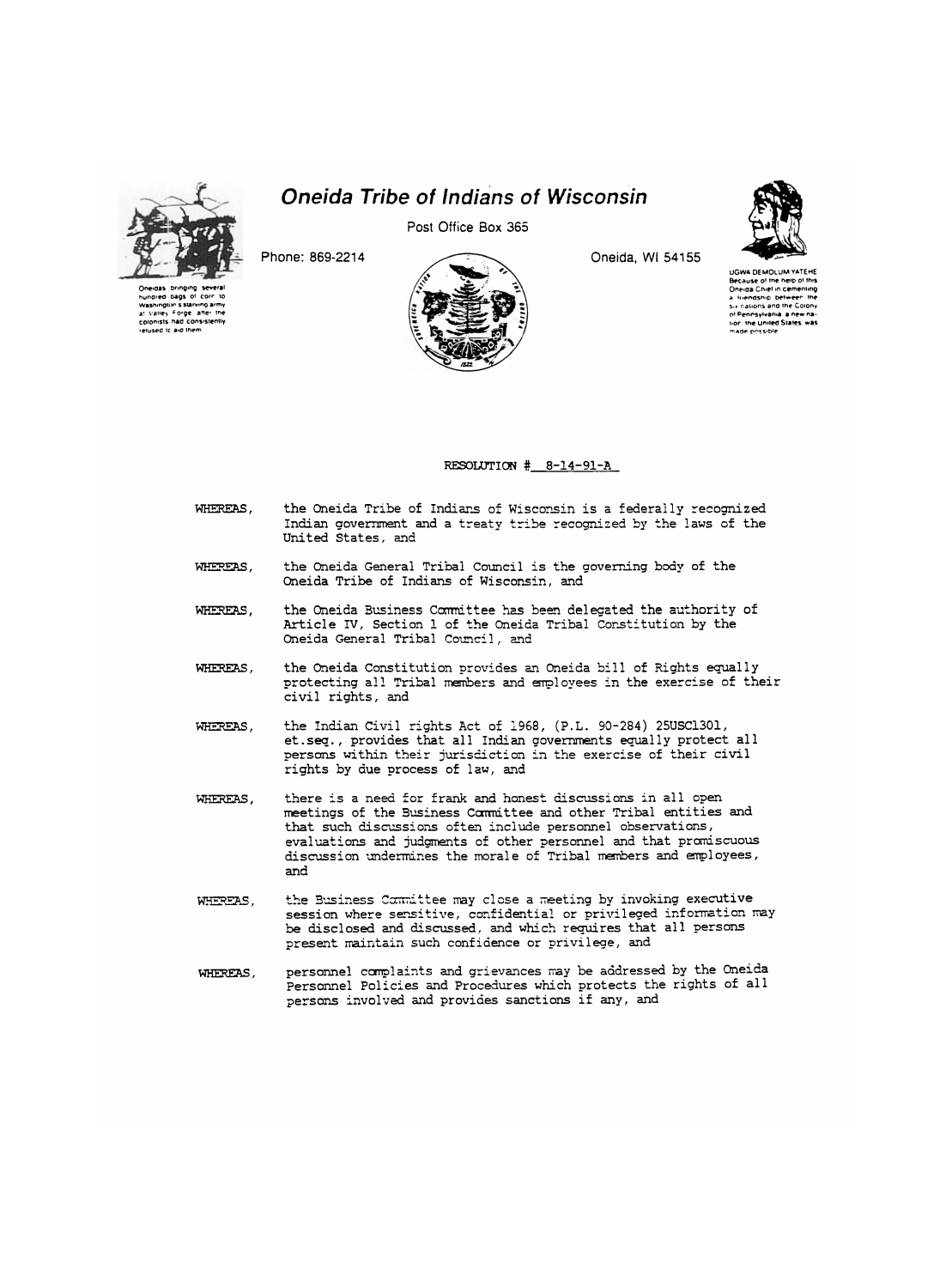# Oneida Tribe of Indians of Wisconsin

Post Office Box 365

Phone: 869-2214

Oneida, WI 54155

Oneidas bringing several hundred bags of corn to Washington's starving army at Valley Forge, after the colonists had consistently refused to aid them.

UGWA DEMOLUM YATEHE
Because of the help of this Oneida Chief in cementing a friendship between the six nations and the Colony of Pennsylvania, a new nation, the United States was made possible.

RESOLUTION # 8-14-91-A

WHEREAS, the Oneida Tribe of Indians of Wisconsin is a federally recognized Indian government and a treaty tribe recognized by the laws of the United States, and

WHEREAS, the Oneida General Tribal Council is the governing body of the Oneida Tribe of Indians of Wisconsin, and

WHEREAS, the Oneida Business Committee has been delegated the authority of Article IV, Section 1 of the Oneida Tribal Constitution by the Oneida General Tribal Council, and

WHEREAS, the Oneida Constitution provides an Oneida bill of Rights equally protecting all Tribal members and employees in the exercise of their civil rights, and

WHEREAS, the Indian Civil rights Act of 1968, (P.L. 90-284) 25USC1301, et.seq., provides that all Indian governments equally protect all persons within their jurisdiction in the exercise of their civil rights by due process of law, and

WHEREAS, there is a need for frank and honest discussions in all open meetings of the Business Committee and other Tribal entities and that such discussions often include personnel observations, evaluations and judgments of other personnel and that promiscuous discussion undermines the morale of Tribal members and employees, and

WHEREAS, the Business Committee may close a meeting by invoking executive session where sensitive, confidential or privileged information may be disclosed and discussed, and which requires that all persons present maintain such confidence or privilege, and

WHEREAS, personnel complaints and grievances may be addressed by the Oneida Personnel Policies and Procedures which protects the rights of all persons involved and provides sanctions if any, and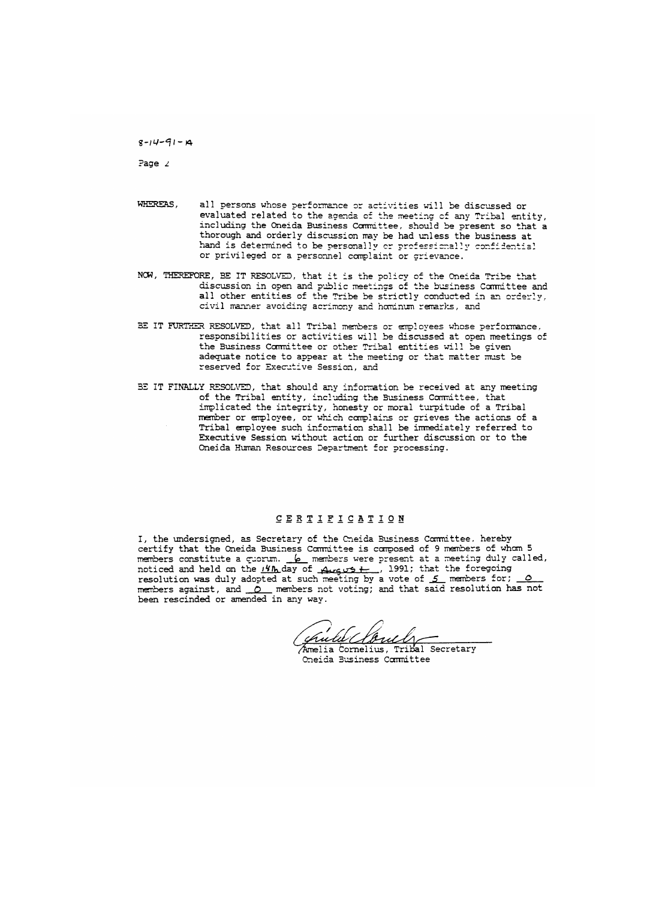8-14-91-14

Page 2

WHEREAS, all persons whose performance or activities will be discussed or evaluated related to the agenda of the meeting of any Tribal entity, including the Oneida Business Committee, should be present so that a thorough and orderly discussion may be had unless the business at hand is determined to be personally or professionally confidential or privileged or a personnel complaint or grievance.

NOW, THEREFORE, BE IT RESOLVED, that it is the policy of the Oneida Tribe that discussion in open and public meetings of the business Committee and all other entities of the Tribe be strictly conducted in an orderly, civil manner avoiding acrimony and hominum remarks, and

BE IT FURTHER RESOLVED, that all Tribal members or employees whose performance, responsibilities or activities will be discussed at open meetings of the Business Committee or other Tribal entities will be given adequate notice to appear at the meeting or that matter must be reserved for Executive Session, and

BE IT FINALLY RESOLVED, that should any information be received at any meeting of the Tribal entity, including the Business Committee, that implicated the integrity, honesty or moral turpitude of a Tribal member or employee, or which complains or grieves the actions of a Tribal employee such information shall be immediately referred to Executive Session without action or further discussion or to the Oneida Human Resources Department for processing.

## CERTIFICATION

I, the undersigned, as Secretary of the Oneida Business Committee, hereby certify that the Oneida Business Committee is composed of 9 members of whom 5 members constitute a quorum. 6 members were present at a meeting duly called, noticed and held on the 14th day of August, 1991; that the foregoing resolution was duly adopted at such meeting by a vote of 5 members for; 0 members against, and 0 members not voting; and that said resolution has not been rescinded or amended in any way.

Amelia Cornelius, Tribal Secretary
Oneida Business Committee